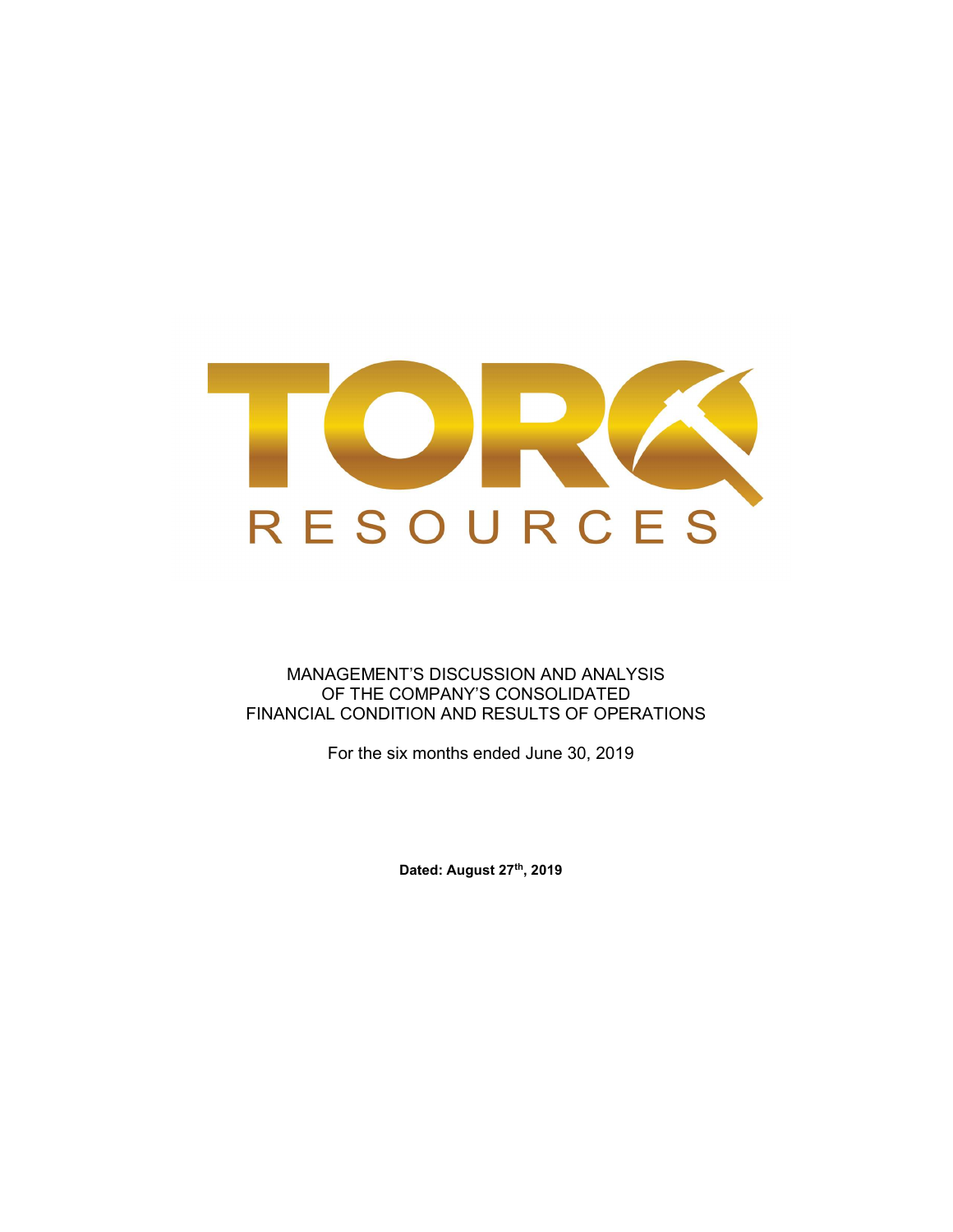# TORQ RESOURCES

MANAGEMENT'S DISCUSSION AND ANALYSIS
OF THE COMPANY'S CONSOLIDATED
FINANCIAL CONDITION AND RESULTS OF OPERATIONS

For the six months ended June 30, 2019

**Dated: August 27th, 2019**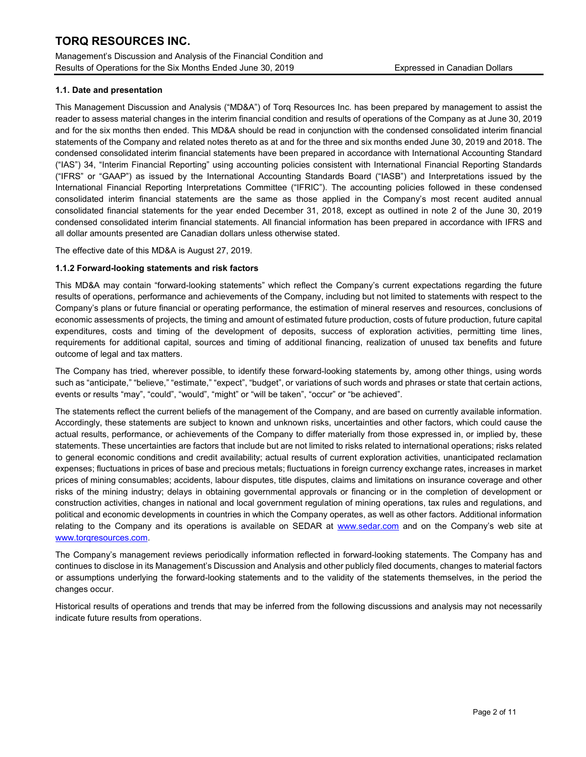### 1.1. Date and presentation

This Management Discussion and Analysis ("MD&A") of Torq Resources Inc. has been prepared by management to assist the reader to assess material changes in the interim financial condition and results of operations of the Company as at June 30, 2019 and for the six months then ended. This MD&A should be read in conjunction with the condensed consolidated interim financial statements of the Company and related notes thereto as at and for the three and six months ended June 30, 2019 and 2018. The condensed consolidated interim financial statements have been prepared in accordance with International Accounting Standard ("IAS") 34, "Interim Financial Reporting" using accounting policies consistent with International Financial Reporting Standards ("IFRS" or "GAAP") as issued by the International Accounting Standards Board ("IASB") and Interpretations issued by the International Financial Reporting Interpretations Committee ("IFRIC"). The accounting policies followed in these condensed consolidated interim financial statements are the same as those applied in the Company's most recent audited annual consolidated financial statements for the year ended December 31, 2018, except as outlined in note 2 of the June 30, 2019 condensed consolidated interim financial statements. All financial information has been prepared in accordance with IFRS and all dollar amounts presented are Canadian dollars unless otherwise stated.

The effective date of this MD&A is August 27, 2019.

### 1.1.2 Forward-looking statements and risk factors

This MD&A may contain "forward-looking statements" which reflect the Company's current expectations regarding the future results of operations, performance and achievements of the Company, including but not limited to statements with respect to the Company's plans or future financial or operating performance, the estimation of mineral reserves and resources, conclusions of economic assessments of projects, the timing and amount of estimated future production, costs of future production, future capital expenditures, costs and timing of the development of deposits, success of exploration activities, permitting time lines, requirements for additional capital, sources and timing of additional financing, realization of unused tax benefits and future outcome of legal and tax matters.

The Company has tried, wherever possible, to identify these forward-looking statements by, among other things, using words such as "anticipate," "believe," "estimate," "expect", "budget", or variations of such words and phrases or state that certain actions, events or results "may", "could", "would", "might" or "will be taken", "occur" or "be achieved".

The statements reflect the current beliefs of the management of the Company, and are based on currently available information. Accordingly, these statements are subject to known and unknown risks, uncertainties and other factors, which could cause the actual results, performance, or achievements of the Company to differ materially from those expressed in, or implied by, these statements. These uncertainties are factors that include but are not limited to risks related to international operations; risks related to general economic conditions and credit availability; actual results of current exploration activities, unanticipated reclamation expenses; fluctuations in prices of base and precious metals; fluctuations in foreign currency exchange rates, increases in market prices of mining consumables; accidents, labour disputes, title disputes, claims and limitations on insurance coverage and other risks of the mining industry; delays in obtaining governmental approvals or financing or in the completion of development or construction activities, changes in national and local government regulation of mining operations, tax rules and regulations, and political and economic developments in countries in which the Company operates, as well as other factors. Additional information relating to the Company and its operations is available on SEDAR at [www.sedar.com](http://www.sedar.com) and on the Company's web site at [www.torqresources.com](http://www.torqresources.com).

The Company's management reviews periodically information reflected in forward-looking statements. The Company has and continues to disclose in its Management's Discussion and Analysis and other publicly filed documents, changes to material factors or assumptions underlying the forward-looking statements and to the validity of the statements themselves, in the period the changes occur.

Historical results of operations and trends that may be inferred from the following discussions and analysis may not necessarily indicate future results from operations.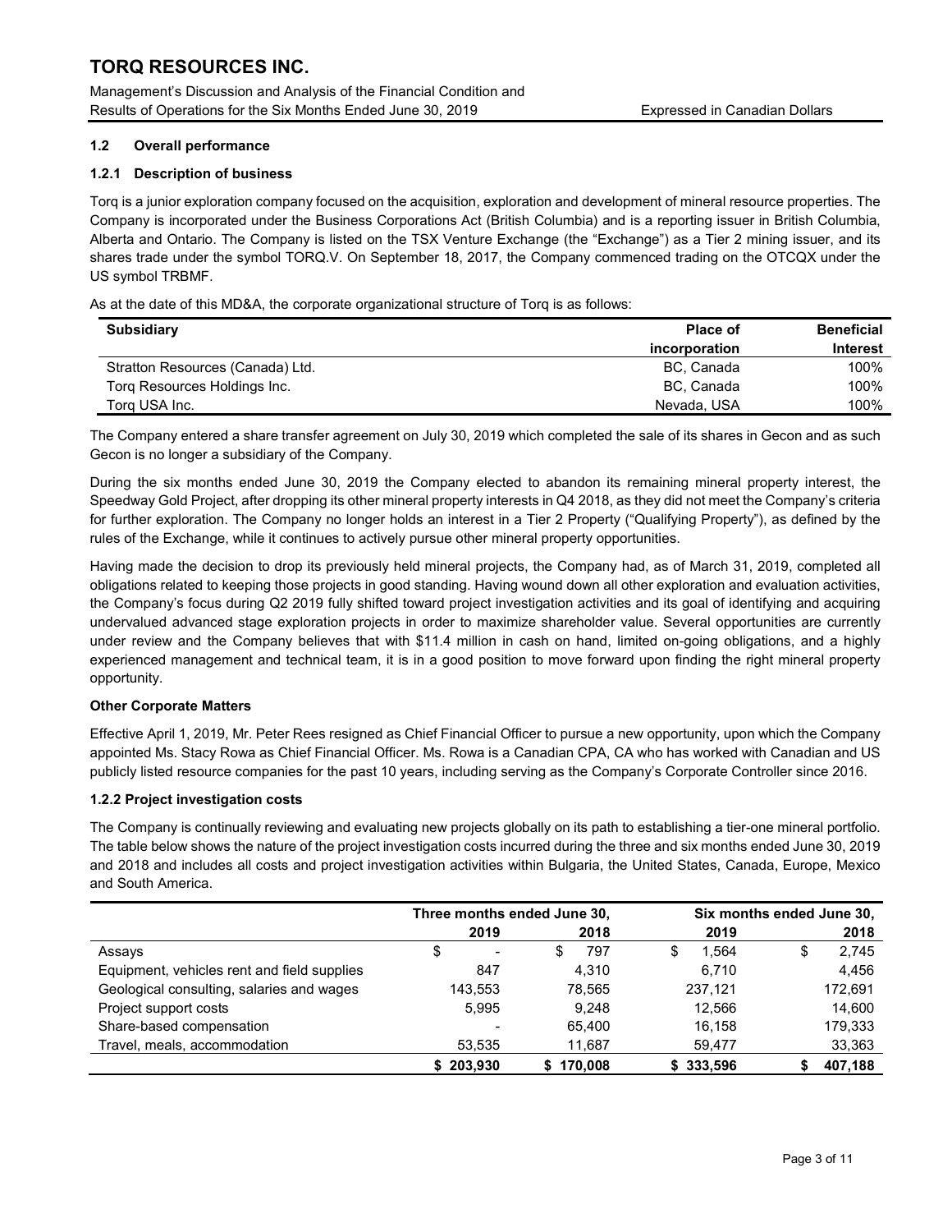### 1.2 Overall performance

#### 1.2.1 Description of business

Torq is a junior exploration company focused on the acquisition, exploration and development of mineral resource properties. The Company is incorporated under the Business Corporations Act (British Columbia) and is a reporting issuer in British Columbia, Alberta and Ontario. The Company is listed on the TSX Venture Exchange (the "Exchange") as a Tier 2 mining issuer, and its shares trade under the symbol TORQ.V. On September 18, 2017, the Company commenced trading on the OTCQX under the US symbol TRBMF.

As at the date of this MD&A, the corporate organizational structure of Torq is as follows:

| Subsidiary | Place of incorporation | Beneficial Interest |
|---|---|---|
| Stratton Resources (Canada) Ltd. | BC, Canada | 100% |
| Torq Resources Holdings Inc. | BC, Canada | 100% |
| Torq USA Inc. | Nevada, USA | 100% |

The Company entered a share transfer agreement on July 30, 2019 which completed the sale of its shares in Gecon and as such Gecon is no longer a subsidiary of the Company.

During the six months ended June 30, 2019 the Company elected to abandon its remaining mineral property interest, the Speedway Gold Project, after dropping its other mineral property interests in Q4 2018, as they did not meet the Company's criteria for further exploration. The Company no longer holds an interest in a Tier 2 Property ("Qualifying Property"), as defined by the rules of the Exchange, while it continues to actively pursue other mineral property opportunities.

Having made the decision to drop its previously held mineral projects, the Company had, as of March 31, 2019, completed all obligations related to keeping those projects in good standing. Having wound down all other exploration and evaluation activities, the Company's focus during Q2 2019 fully shifted toward project investigation activities and its goal of identifying and acquiring undervalued advanced stage exploration projects in order to maximize shareholder value. Several opportunities are currently under review and the Company believes that with $11.4 million in cash on hand, limited on-going obligations, and a highly experienced management and technical team, it is in a good position to move forward upon finding the right mineral property opportunity.

**Other Corporate Matters**

Effective April 1, 2019, Mr. Peter Rees resigned as Chief Financial Officer to pursue a new opportunity, upon which the Company appointed Ms. Stacy Rowa as Chief Financial Officer. Ms. Rowa is a Canadian CPA, CA who has worked with Canadian and US publicly listed resource companies for the past 10 years, including serving as the Company's Corporate Controller since 2016.

#### 1.2.2 Project investigation costs

The Company is continually reviewing and evaluating new projects globally on its path to establishing a tier-one mineral portfolio. The table below shows the nature of the project investigation costs incurred during the three and six months ended June 30, 2019 and 2018 and includes all costs and project investigation activities within Bulgaria, the United States, Canada, Europe, Mexico and South America.

| | Three months ended June 30, | | Six months ended June 30, | |
|---|---|---|---|---|
| | 2019 | 2018 | 2019 | 2018 |
| Assays | $ - | $ 797 | $ 1,564 | $ 2,745 |
| Equipment, vehicles rent and field supplies | 847 | 4,310 | 6,710 | 4,456 |
| Geological consulting, salaries and wages | 143,553 | 78,565 | 237,121 | 172,691 |
| Project support costs | 5,995 | 9,248 | 12,566 | 14,600 |
| Share-based compensation | - | 65,400 | 16,158 | 179,333 |
| Travel, meals, accommodation | 53,535 | 11,687 | 59,477 | 33,363 |
| | **$ 203,930** | **$ 170,008** | **$ 333,596** | **$ 407,188** |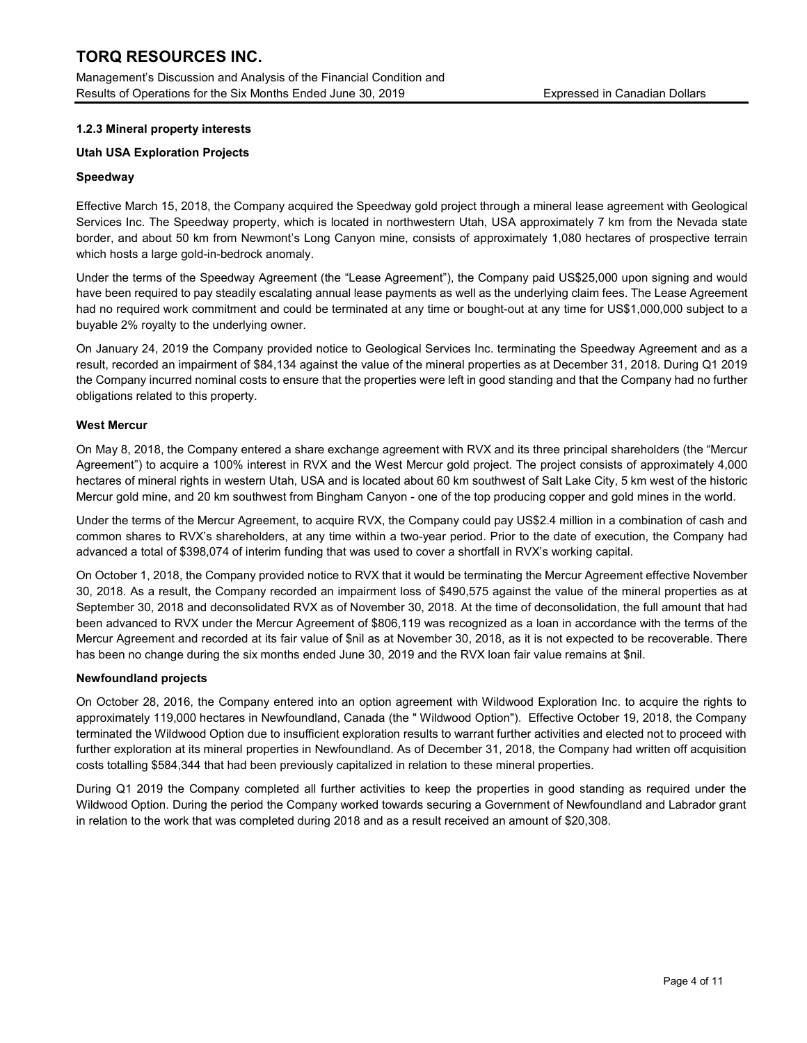### 1.2.3 Mineral property interests

#### Utah USA Exploration Projects

**Speedway**

Effective March 15, 2018, the Company acquired the Speedway gold project through a mineral lease agreement with Geological Services Inc. The Speedway property, which is located in northwestern Utah, USA approximately 7 km from the Nevada state border, and about 50 km from Newmont's Long Canyon mine, consists of approximately 1,080 hectares of prospective terrain which hosts a large gold-in-bedrock anomaly.

Under the terms of the Speedway Agreement (the "Lease Agreement"), the Company paid US$25,000 upon signing and would have been required to pay steadily escalating annual lease payments as well as the underlying claim fees. The Lease Agreement had no required work commitment and could be terminated at any time or bought-out at any time for US$1,000,000 subject to a buyable 2% royalty to the underlying owner.

On January 24, 2019 the Company provided notice to Geological Services Inc. terminating the Speedway Agreement and as a result, recorded an impairment of $84,134 against the value of the mineral properties as at December 31, 2018. During Q1 2019 the Company incurred nominal costs to ensure that the properties were left in good standing and that the Company had no further obligations related to this property.

**West Mercur**

On May 8, 2018, the Company entered a share exchange agreement with RVX and its three principal shareholders (the "Mercur Agreement") to acquire a 100% interest in RVX and the West Mercur gold project. The project consists of approximately 4,000 hectares of mineral rights in western Utah, USA and is located about 60 km southwest of Salt Lake City, 5 km west of the historic Mercur gold mine, and 20 km southwest from Bingham Canyon - one of the top producing copper and gold mines in the world.

Under the terms of the Mercur Agreement, to acquire RVX, the Company could pay US$2.4 million in a combination of cash and common shares to RVX's shareholders, at any time within a two-year period. Prior to the date of execution, the Company had advanced a total of $398,074 of interim funding that was used to cover a shortfall in RVX's working capital.

On October 1, 2018, the Company provided notice to RVX that it would be terminating the Mercur Agreement effective November 30, 2018. As a result, the Company recorded an impairment loss of $490,575 against the value of the mineral properties as at September 30, 2018 and deconsolidated RVX as of November 30, 2018. At the time of deconsolidation, the full amount that had been advanced to RVX under the Mercur Agreement of $806,119 was recognized as a loan in accordance with the terms of the Mercur Agreement and recorded at its fair value of $nil as at November 30, 2018, as it is not expected to be recoverable. There has been no change during the six months ended June 30, 2019 and the RVX loan fair value remains at $nil.

#### Newfoundland projects

On October 28, 2016, the Company entered into an option agreement with Wildwood Exploration Inc. to acquire the rights to approximately 119,000 hectares in Newfoundland, Canada (the " Wildwood Option"). Effective October 19, 2018, the Company terminated the Wildwood Option due to insufficient exploration results to warrant further activities and elected not to proceed with further exploration at its mineral properties in Newfoundland. As of December 31, 2018, the Company had written off acquisition costs totalling $584,344 that had been previously capitalized in relation to these mineral properties.

During Q1 2019 the Company completed all further activities to keep the properties in good standing as required under the Wildwood Option. During the period the Company worked towards securing a Government of Newfoundland and Labrador grant in relation to the work that was completed during 2018 and as a result received an amount of $20,308.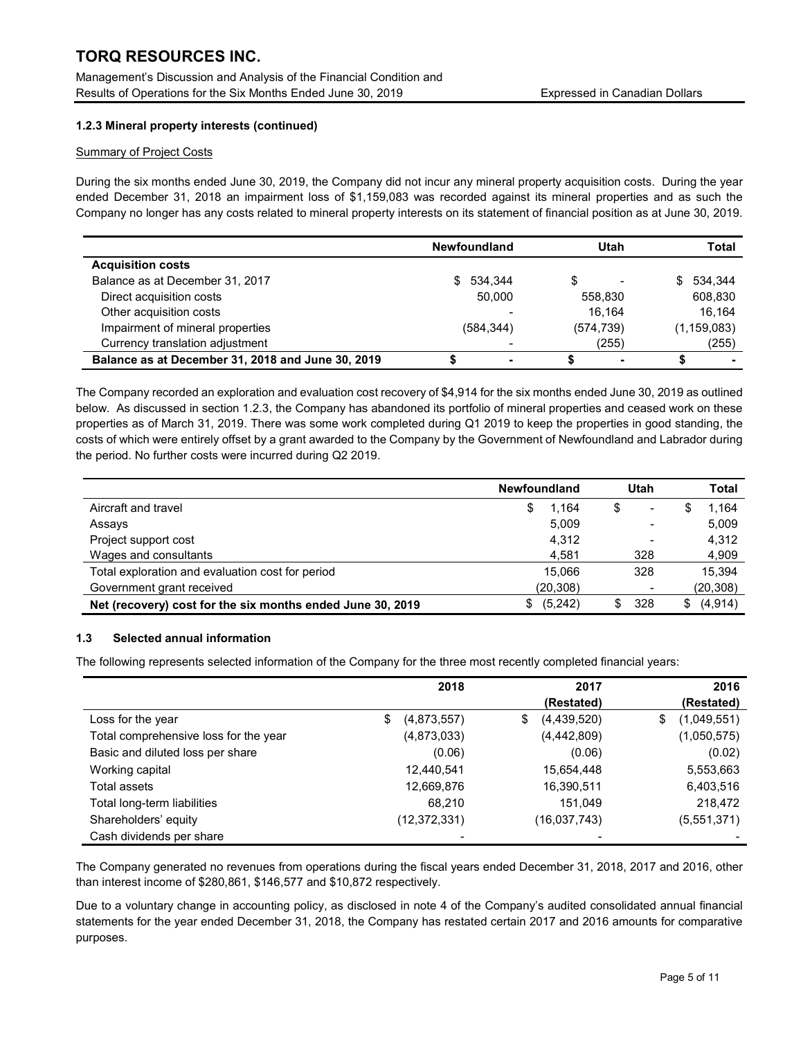### 1.2.3 Mineral property interests (continued)

Summary of Project Costs

During the six months ended June 30, 2019, the Company did not incur any mineral property acquisition costs. During the year ended December 31, 2018 an impairment loss of $1,159,083 was recorded against its mineral properties and as such the Company no longer has any costs related to mineral property interests on its statement of financial position as at June 30, 2019.

| | Newfoundland | Utah | Total |
|---|---|---|---|
| **Acquisition costs** | | | |
| Balance as at December 31, 2017 | $ 534,344 | $ - | $ 534,344 |
| Direct acquisition costs | 50,000 | 558,830 | 608,830 |
| Other acquisition costs | - | 16,164 | 16,164 |
| Impairment of mineral properties | (584,344) | (574,739) | (1,159,083) |
| Currency translation adjustment | - | (255) | (255) |
| **Balance as at December 31, 2018 and June 30, 2019** | **$ -** | **$ -** | **$ -** |

The Company recorded an exploration and evaluation cost recovery of $4,914 for the six months ended June 30, 2019 as outlined below. As discussed in section 1.2.3, the Company has abandoned its portfolio of mineral properties and ceased work on these properties as of March 31, 2019. There was some work completed during Q1 2019 to keep the properties in good standing, the costs of which were entirely offset by a grant awarded to the Company by the Government of Newfoundland and Labrador during the period. No further costs were incurred during Q2 2019.

| | Newfoundland | Utah | Total |
|---|---|---|---|
| Aircraft and travel | $ 1,164 | $ - | $ 1,164 |
| Assays | 5,009 | - | 5,009 |
| Project support cost | 4,312 | - | 4,312 |
| Wages and consultants | 4,581 | 328 | 4,909 |
| Total exploration and evaluation cost for period | 15,066 | 328 | 15,394 |
| Government grant received | (20,308) | - | (20,308) |
| **Net (recovery) cost for the six months ended June 30, 2019** | $ (5,242) | $ 328 | $ (4,914) |

### 1.3 Selected annual information

The following represents selected information of the Company for the three most recently completed financial years:

| | 2018 | 2017 (Restated) | 2016 (Restated) |
|---|---|---|---|
| Loss for the year | $ (4,873,557) | $ (4,439,520) | $ (1,049,551) |
| Total comprehensive loss for the year | (4,873,033) | (4,442,809) | (1,050,575) |
| Basic and diluted loss per share | (0.06) | (0.06) | (0.02) |
| Working capital | 12,440,541 | 15,654,448 | 5,553,663 |
| Total assets | 12,669,876 | 16,390,511 | 6,403,516 |
| Total long-term liabilities | 68,210 | 151,049 | 218,472 |
| Shareholders' equity | (12,372,331) | (16,037,743) | (5,551,371) |
| Cash dividends per share | - | - | - |

The Company generated no revenues from operations during the fiscal years ended December 31, 2018, 2017 and 2016, other than interest income of $280,861, $146,577 and $10,872 respectively.

Due to a voluntary change in accounting policy, as disclosed in note 4 of the Company's audited consolidated annual financial statements for the year ended December 31, 2018, the Company has restated certain 2017 and 2016 amounts for comparative purposes.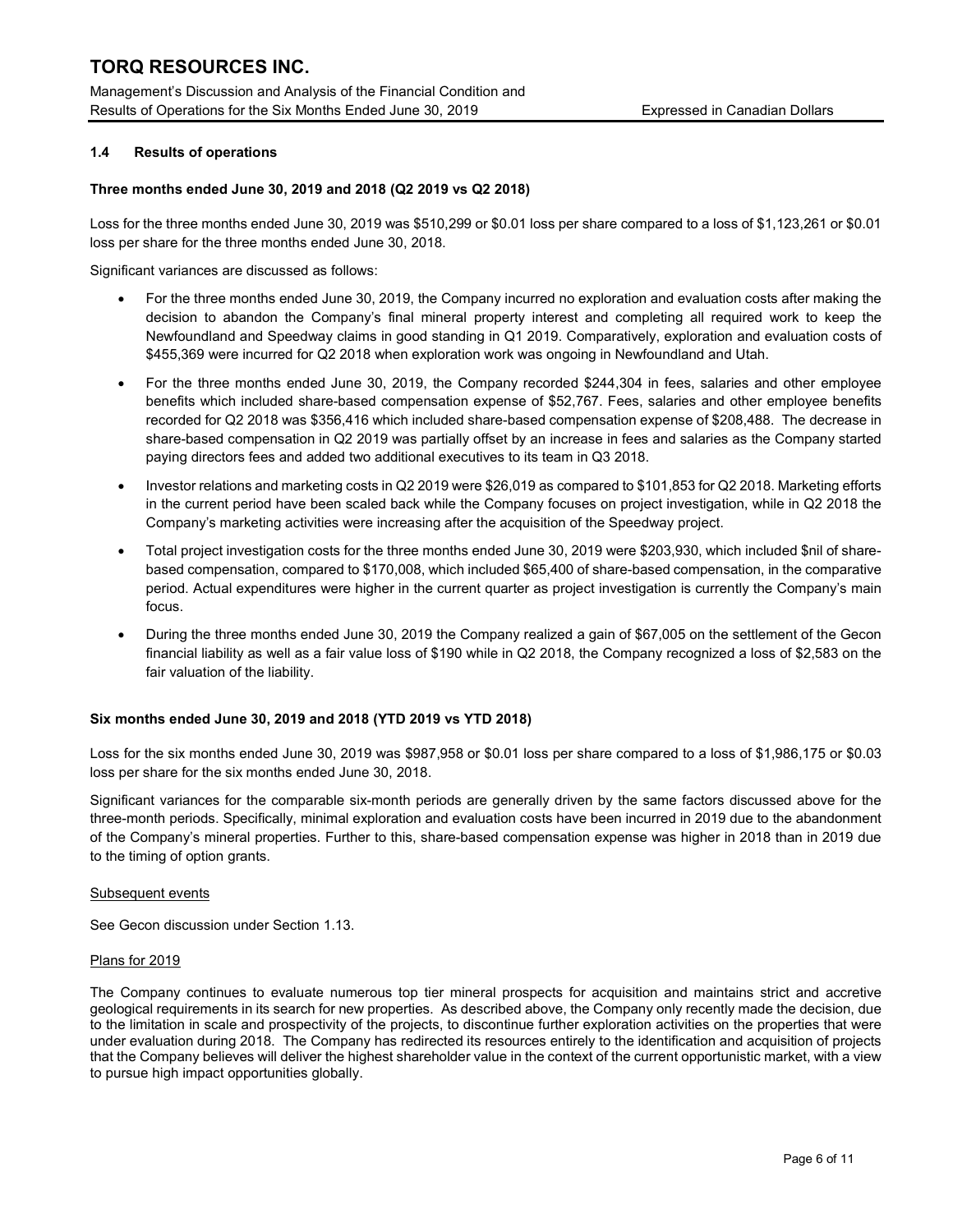### 1.4 Results of operations

**Three months ended June 30, 2019 and 2018 (Q2 2019 vs Q2 2018)**

Loss for the three months ended June 30, 2019 was $510,299 or $0.01 loss per share compared to a loss of $1,123,261 or $0.01 loss per share for the three months ended June 30, 2018.

Significant variances are discussed as follows:

- For the three months ended June 30, 2019, the Company incurred no exploration and evaluation costs after making the decision to abandon the Company's final mineral property interest and completing all required work to keep the Newfoundland and Speedway claims in good standing in Q1 2019. Comparatively, exploration and evaluation costs of $455,369 were incurred for Q2 2018 when exploration work was ongoing in Newfoundland and Utah.
- For the three months ended June 30, 2019, the Company recorded $244,304 in fees, salaries and other employee benefits which included share-based compensation expense of $52,767. Fees, salaries and other employee benefits recorded for Q2 2018 was $356,416 which included share-based compensation expense of $208,488. The decrease in share-based compensation in Q2 2019 was partially offset by an increase in fees and salaries as the Company started paying directors fees and added two additional executives to its team in Q3 2018.
- Investor relations and marketing costs in Q2 2019 were $26,019 as compared to $101,853 for Q2 2018. Marketing efforts in the current period have been scaled back while the Company focuses on project investigation, while in Q2 2018 the Company's marketing activities were increasing after the acquisition of the Speedway project.
- Total project investigation costs for the three months ended June 30, 2019 were $203,930, which included $nil of share-based compensation, compared to $170,008, which included $65,400 of share-based compensation, in the comparative period. Actual expenditures were higher in the current quarter as project investigation is currently the Company's main focus.
- During the three months ended June 30, 2019 the Company realized a gain of $67,005 on the settlement of the Gecon financial liability as well as a fair value loss of $190 while in Q2 2018, the Company recognized a loss of $2,583 on the fair valuation of the liability.

**Six months ended June 30, 2019 and 2018 (YTD 2019 vs YTD 2018)**

Loss for the six months ended June 30, 2019 was $987,958 or $0.01 loss per share compared to a loss of $1,986,175 or $0.03 loss per share for the six months ended June 30, 2018.

Significant variances for the comparable six-month periods are generally driven by the same factors discussed above for the three-month periods. Specifically, minimal exploration and evaluation costs have been incurred in 2019 due to the abandonment of the Company's mineral properties. Further to this, share-based compensation expense was higher in 2018 than in 2019 due to the timing of option grants.

<u>Subsequent events</u>

See Gecon discussion under Section 1.13.

<u>Plans for 2019</u>

The Company continues to evaluate numerous top tier mineral prospects for acquisition and maintains strict and accretive geological requirements in its search for new properties. As described above, the Company only recently made the decision, due to the limitation in scale and prospectivity of the projects, to discontinue further exploration activities on the properties that were under evaluation during 2018. The Company has redirected its resources entirely to the identification and acquisition of projects that the Company believes will deliver the highest shareholder value in the context of the current opportunistic market, with a view to pursue high impact opportunities globally.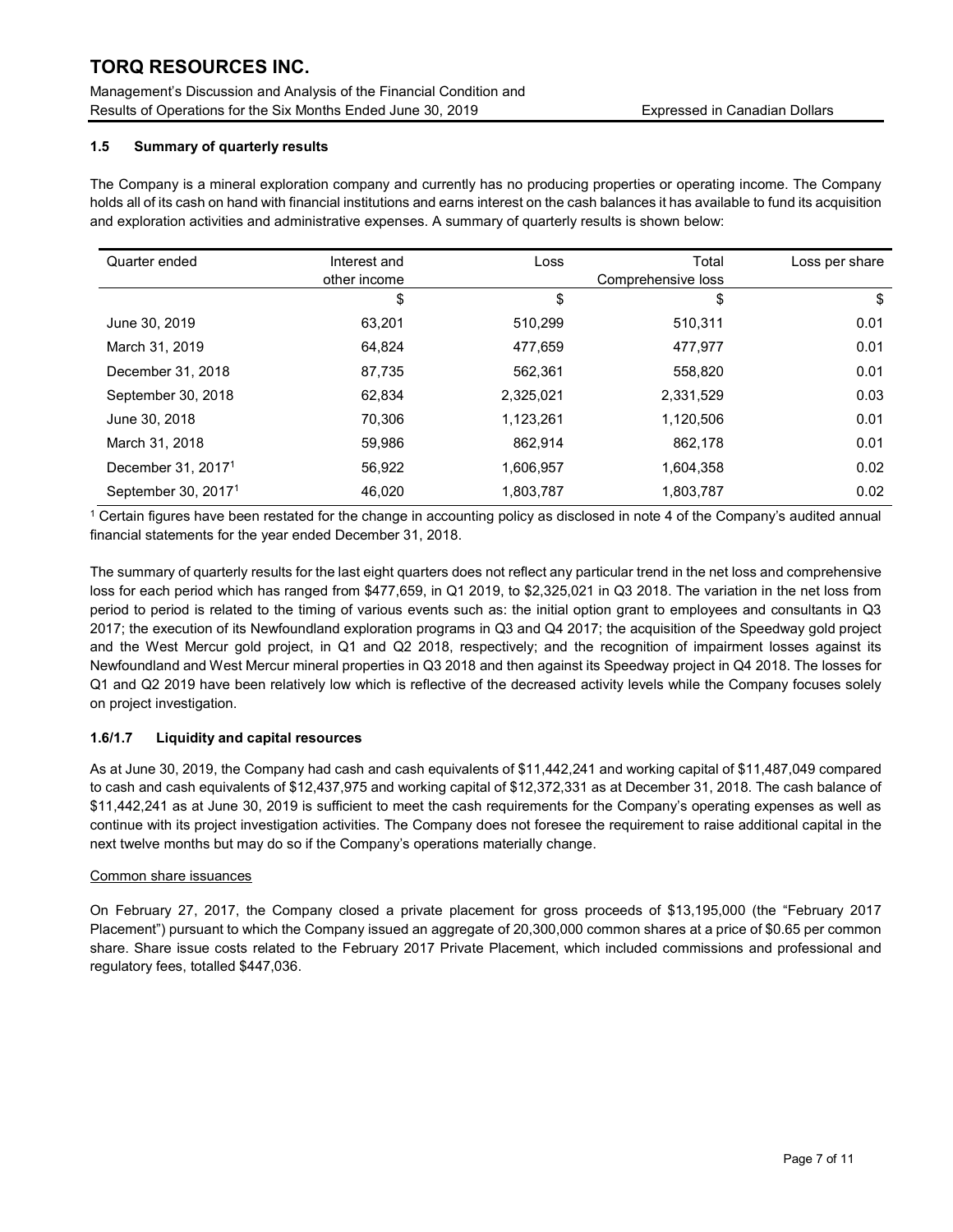### 1.5 Summary of quarterly results

The Company is a mineral exploration company and currently has no producing properties or operating income. The Company holds all of its cash on hand with financial institutions and earns interest on the cash balances it has available to fund its acquisition and exploration activities and administrative expenses. A summary of quarterly results is shown below:

| Quarter ended | Interest and other income | Loss | Total Comprehensive loss | Loss per share |
|---|---|---|---|---|
| | $ | $ | $ | $ |
| June 30, 2019 | 63,201 | 510,299 | 510,311 | 0.01 |
| March 31, 2019 | 64,824 | 477,659 | 477,977 | 0.01 |
| December 31, 2018 | 87,735 | 562,361 | 558,820 | 0.01 |
| September 30, 2018 | 62,834 | 2,325,021 | 2,331,529 | 0.03 |
| June 30, 2018 | 70,306 | 1,123,261 | 1,120,506 | 0.01 |
| March 31, 2018 | 59,986 | 862,914 | 862,178 | 0.01 |
| December 31, 2017[1] | 56,922 | 1,606,957 | 1,604,358 | 0.02 |
| September 30, 2017[1] | 46,020 | 1,803,787 | 1,803,787 | 0.02 |

[1] Certain figures have been restated for the change in accounting policy as disclosed in note 4 of the Company's audited annual financial statements for the year ended December 31, 2018.

The summary of quarterly results for the last eight quarters does not reflect any particular trend in the net loss and comprehensive loss for each period which has ranged from $477,659, in Q1 2019, to $2,325,021 in Q3 2018. The variation in the net loss from period to period is related to the timing of various events such as: the initial option grant to employees and consultants in Q3 2017; the execution of its Newfoundland exploration programs in Q3 and Q4 2017; the acquisition of the Speedway gold project and the West Mercur gold project, in Q1 and Q2 2018, respectively; and the recognition of impairment losses against its Newfoundland and West Mercur mineral properties in Q3 2018 and then against its Speedway project in Q4 2018. The losses for Q1 and Q2 2019 have been relatively low which is reflective of the decreased activity levels while the Company focuses solely on project investigation.

### 1.6/1.7 Liquidity and capital resources

As at June 30, 2019, the Company had cash and cash equivalents of $11,442,241 and working capital of $11,487,049 compared to cash and cash equivalents of $12,437,975 and working capital of $12,372,331 as at December 31, 2018. The cash balance of $11,442,241 as at June 30, 2019 is sufficient to meet the cash requirements for the Company's operating expenses as well as continue with its project investigation activities. The Company does not foresee the requirement to raise additional capital in the next twelve months but may do so if the Company's operations materially change.

Common share issuances

On February 27, 2017, the Company closed a private placement for gross proceeds of $13,195,000 (the "February 2017 Placement") pursuant to which the Company issued an aggregate of 20,300,000 common shares at a price of $0.65 per common share. Share issue costs related to the February 2017 Private Placement, which included commissions and professional and regulatory fees, totalled $447,036.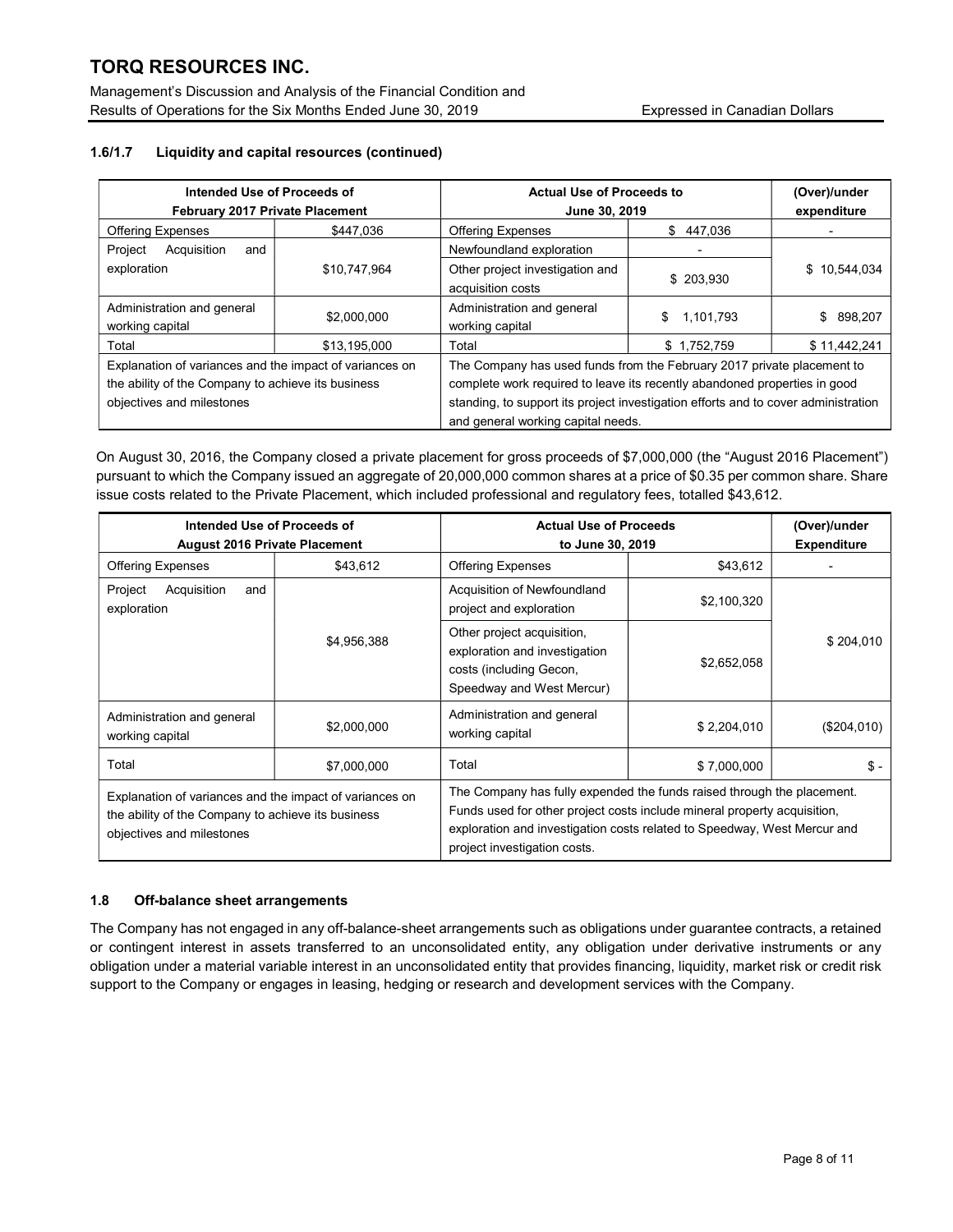### 1.6/1.7 Liquidity and capital resources (continued)

| Intended Use of Proceeds of February 2017 Private Placement | | Actual Use of Proceeds to June 30, 2019 | | (Over)/under expenditure |
|---|---|---|---|---|
| Offering Expenses | $447,036 | Offering Expenses | $ 447,036 | - |
| Project Acquisition and exploration | $10,747,964 | Newfoundland exploration | - | $ 10,544,034 |
| | | Other project investigation and acquisition costs | $ 203,930 | |
| Administration and general working capital | $2,000,000 | Administration and general working capital | $ 1,101,793 | $ 898,207 |
| Total | $13,195,000 | Total | $ 1,752,759 | $ 11,442,241 |
| Explanation of variances and the impact of variances on the ability of the Company to achieve its business objectives and milestones | | The Company has used funds from the February 2017 private placement to complete work required to leave its recently abandoned properties in good standing, to support its project investigation efforts and to cover administration and general working capital needs. | | |

On August 30, 2016, the Company closed a private placement for gross proceeds of $7,000,000 (the "August 2016 Placement") pursuant to which the Company issued an aggregate of 20,000,000 common shares at a price of $0.35 per common share. Share issue costs related to the Private Placement, which included professional and regulatory fees, totalled $43,612.

| Intended Use of Proceeds of August 2016 Private Placement | | Actual Use of Proceeds to June 30, 2019 | | (Over)/under Expenditure |
|---|---|---|---|---|
| Offering Expenses | $43,612 | Offering Expenses | $43,612 | - |
| Project Acquisition and exploration | $4,956,388 | Acquisition of Newfoundland project and exploration | $2,100,320 | $ 204,010 |
| | | Other project acquisition, exploration and investigation costs (including Gecon, Speedway and West Mercur) | $2,652,058 | |
| Administration and general working capital | $2,000,000 | Administration and general working capital | $ 2,204,010 | ($204,010) |
| Total | $7,000,000 | Total | $ 7,000,000 | $ - |
| Explanation of variances and the impact of variances on the ability of the Company to achieve its business objectives and milestones | | The Company has fully expended the funds raised through the placement. Funds used for other project costs include mineral property acquisition, exploration and investigation costs related to Speedway, West Mercur and project investigation costs. | | |

### 1.8 Off-balance sheet arrangements

The Company has not engaged in any off-balance-sheet arrangements such as obligations under guarantee contracts, a retained or contingent interest in assets transferred to an unconsolidated entity, any obligation under derivative instruments or any obligation under a material variable interest in an unconsolidated entity that provides financing, liquidity, market risk or credit risk support to the Company or engages in leasing, hedging or research and development services with the Company.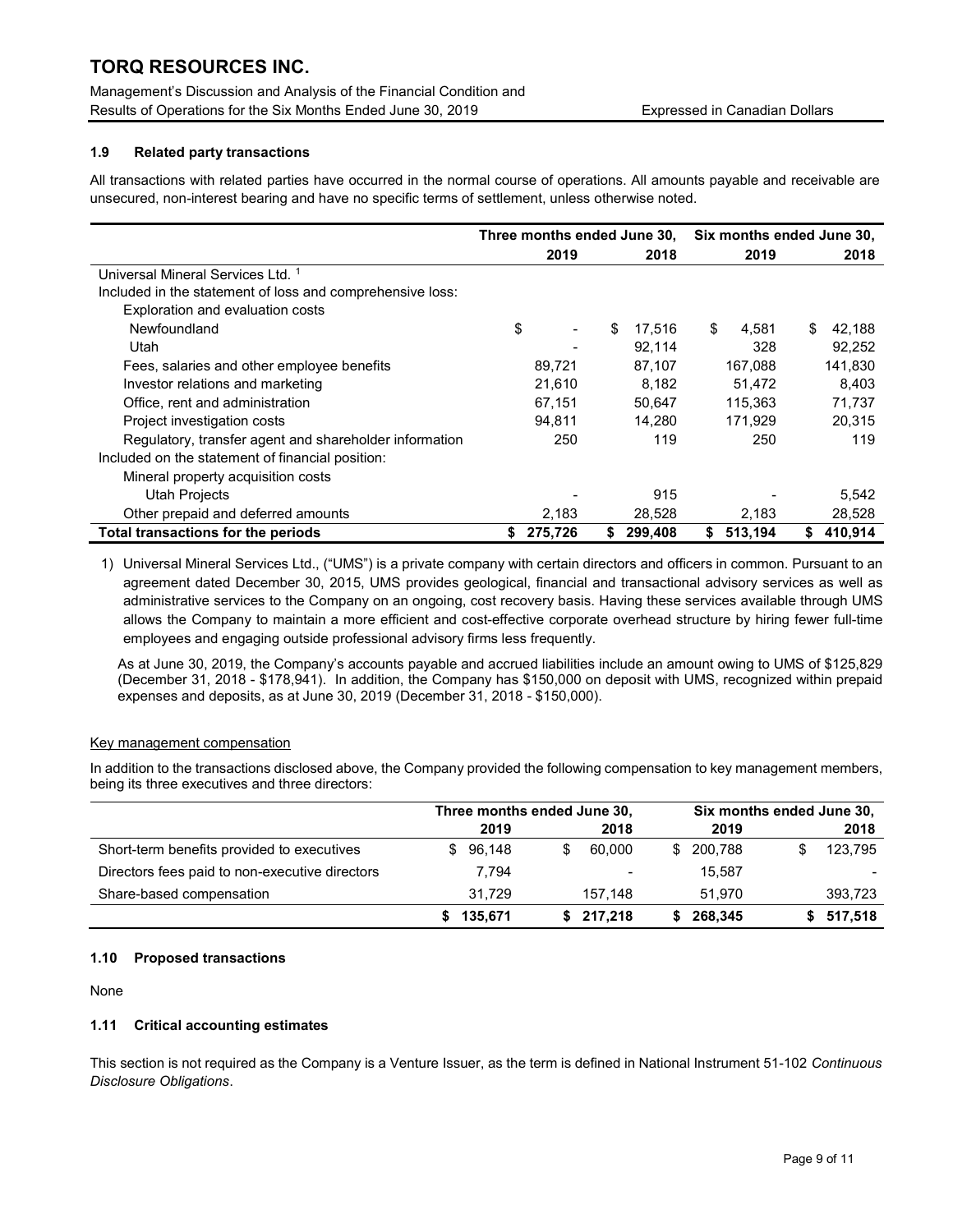### 1.9 Related party transactions

All transactions with related parties have occurred in the normal course of operations. All amounts payable and receivable are unsecured, non-interest bearing and have no specific terms of settlement, unless otherwise noted.

| | Three months ended June 30, | | Six months ended June 30, | |
|---|---|---|---|---|
| | 2019 | 2018 | 2019 | 2018 |
| Universal Mineral Services Ltd. [1] | | | | |
| Included in the statement of loss and comprehensive loss: | | | | |
| Exploration and evaluation costs | | | | |
| Newfoundland | $ - | $ 17,516 | $ 4,581 | $ 42,188 |
| Utah | - | 92,114 | 328 | 92,252 |
| Fees, salaries and other employee benefits | 89,721 | 87,107 | 167,088 | 141,830 |
| Investor relations and marketing | 21,610 | 8,182 | 51,472 | 8,403 |
| Office, rent and administration | 67,151 | 50,647 | 115,363 | 71,737 |
| Project investigation costs | 94,811 | 14,280 | 171,929 | 20,315 |
| Regulatory, transfer agent and shareholder information | 250 | 119 | 250 | 119 |
| Included on the statement of financial position: | | | | |
| Mineral property acquisition costs | | | | |
| Utah Projects | - | 915 | - | 5,542 |
| Other prepaid and deferred amounts | 2,183 | 28,528 | 2,183 | 28,528 |
| **Total transactions for the periods** | **$ 275,726** | **$ 299,408** | **$ 513,194** | **$ 410,914** |

1) Universal Mineral Services Ltd., ("UMS") is a private company with certain directors and officers in common. Pursuant to an agreement dated December 30, 2015, UMS provides geological, financial and transactional advisory services as well as administrative services to the Company on an ongoing, cost recovery basis. Having these services available through UMS allows the Company to maintain a more efficient and cost-effective corporate overhead structure by hiring fewer full-time employees and engaging outside professional advisory firms less frequently.

As at June 30, 2019, the Company's accounts payable and accrued liabilities include an amount owing to UMS of $125,829 (December 31, 2018 - $178,941). In addition, the Company has $150,000 on deposit with UMS, recognized within prepaid expenses and deposits, as at June 30, 2019 (December 31, 2018 - $150,000).

#### Key management compensation

In addition to the transactions disclosed above, the Company provided the following compensation to key management members, being its three executives and three directors:

| | Three months ended June 30, | | Six months ended June 30, | |
|---|---|---|---|---|
| | 2019 | 2018 | 2019 | 2018 |
| Short-term benefits provided to executives | $ 96,148 | $ 60,000 | $ 200,788 | $ 123,795 |
| Directors fees paid to non-executive directors | 7,794 | - | 15,587 | - |
| Share-based compensation | 31,729 | 157,148 | 51,970 | 393,723 |
| | **$ 135,671** | **$ 217,218** | **$ 268,345** | **$ 517,518** |

### 1.10 Proposed transactions

None

### 1.11 Critical accounting estimates

This section is not required as the Company is a Venture Issuer, as the term is defined in National Instrument 51-102 *Continuous Disclosure Obligations*.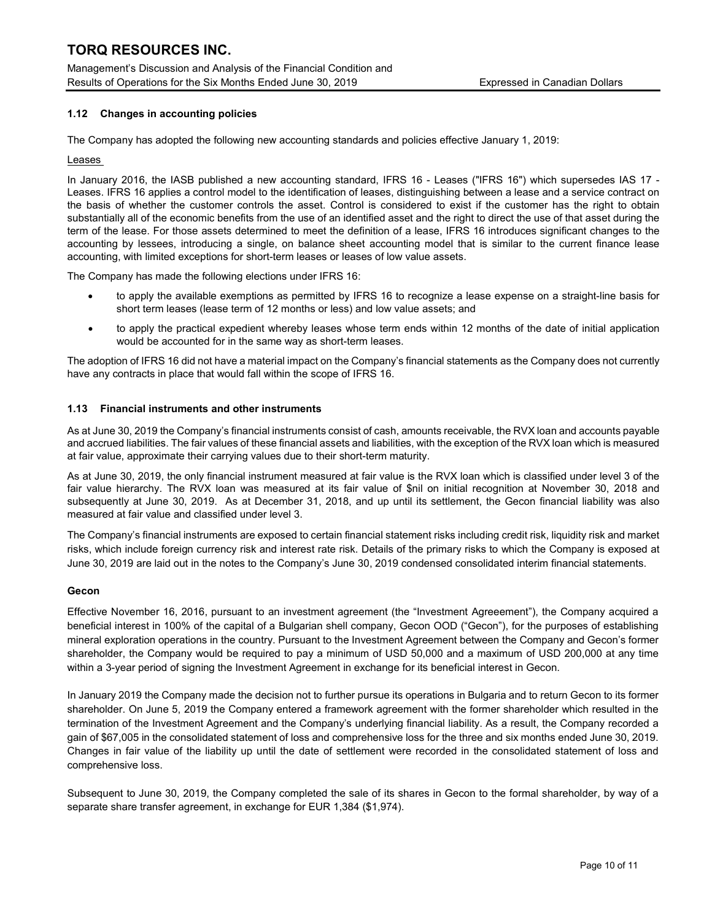### 1.12 Changes in accounting policies

The Company has adopted the following new accounting standards and policies effective January 1, 2019:

Leases

In January 2016, the IASB published a new accounting standard, IFRS 16 - Leases ("IFRS 16") which supersedes IAS 17 - Leases. IFRS 16 applies a control model to the identification of leases, distinguishing between a lease and a service contract on the basis of whether the customer controls the asset. Control is considered to exist if the customer has the right to obtain substantially all of the economic benefits from the use of an identified asset and the right to direct the use of that asset during the term of the lease. For those assets determined to meet the definition of a lease, IFRS 16 introduces significant changes to the accounting by lessees, introducing a single, on balance sheet accounting model that is similar to the current finance lease accounting, with limited exceptions for short-term leases or leases of low value assets.

The Company has made the following elections under IFRS 16:

- to apply the available exemptions as permitted by IFRS 16 to recognize a lease expense on a straight-line basis for short term leases (lease term of 12 months or less) and low value assets; and
- to apply the practical expedient whereby leases whose term ends within 12 months of the date of initial application would be accounted for in the same way as short-term leases.

The adoption of IFRS 16 did not have a material impact on the Company's financial statements as the Company does not currently have any contracts in place that would fall within the scope of IFRS 16.

### 1.13 Financial instruments and other instruments

As at June 30, 2019 the Company's financial instruments consist of cash, amounts receivable, the RVX loan and accounts payable and accrued liabilities. The fair values of these financial assets and liabilities, with the exception of the RVX loan which is measured at fair value, approximate their carrying values due to their short-term maturity.

As at June 30, 2019, the only financial instrument measured at fair value is the RVX loan which is classified under level 3 of the fair value hierarchy. The RVX loan was measured at its fair value of $nil on initial recognition at November 30, 2018 and subsequently at June 30, 2019. As at December 31, 2018, and up until its settlement, the Gecon financial liability was also measured at fair value and classified under level 3.

The Company's financial instruments are exposed to certain financial statement risks including credit risk, liquidity risk and market risks, which include foreign currency risk and interest rate risk. Details of the primary risks to which the Company is exposed at June 30, 2019 are laid out in the notes to the Company's June 30, 2019 condensed consolidated interim financial statements.

**Gecon**

Effective November 16, 2016, pursuant to an investment agreement (the "Investment Agreeement"), the Company acquired a beneficial interest in 100% of the capital of a Bulgarian shell company, Gecon OOD ("Gecon"), for the purposes of establishing mineral exploration operations in the country. Pursuant to the Investment Agreement between the Company and Gecon's former shareholder, the Company would be required to pay a minimum of USD 50,000 and a maximum of USD 200,000 at any time within a 3-year period of signing the Investment Agreement in exchange for its beneficial interest in Gecon.

In January 2019 the Company made the decision not to further pursue its operations in Bulgaria and to return Gecon to its former shareholder. On June 5, 2019 the Company entered a framework agreement with the former shareholder which resulted in the termination of the Investment Agreement and the Company's underlying financial liability. As a result, the Company recorded a gain of $67,005 in the consolidated statement of loss and comprehensive loss for the three and six months ended June 30, 2019. Changes in fair value of the liability up until the date of settlement were recorded in the consolidated statement of loss and comprehensive loss.

Subsequent to June 30, 2019, the Company completed the sale of its shares in Gecon to the formal shareholder, by way of a separate share transfer agreement, in exchange for EUR 1,384 ($1,974).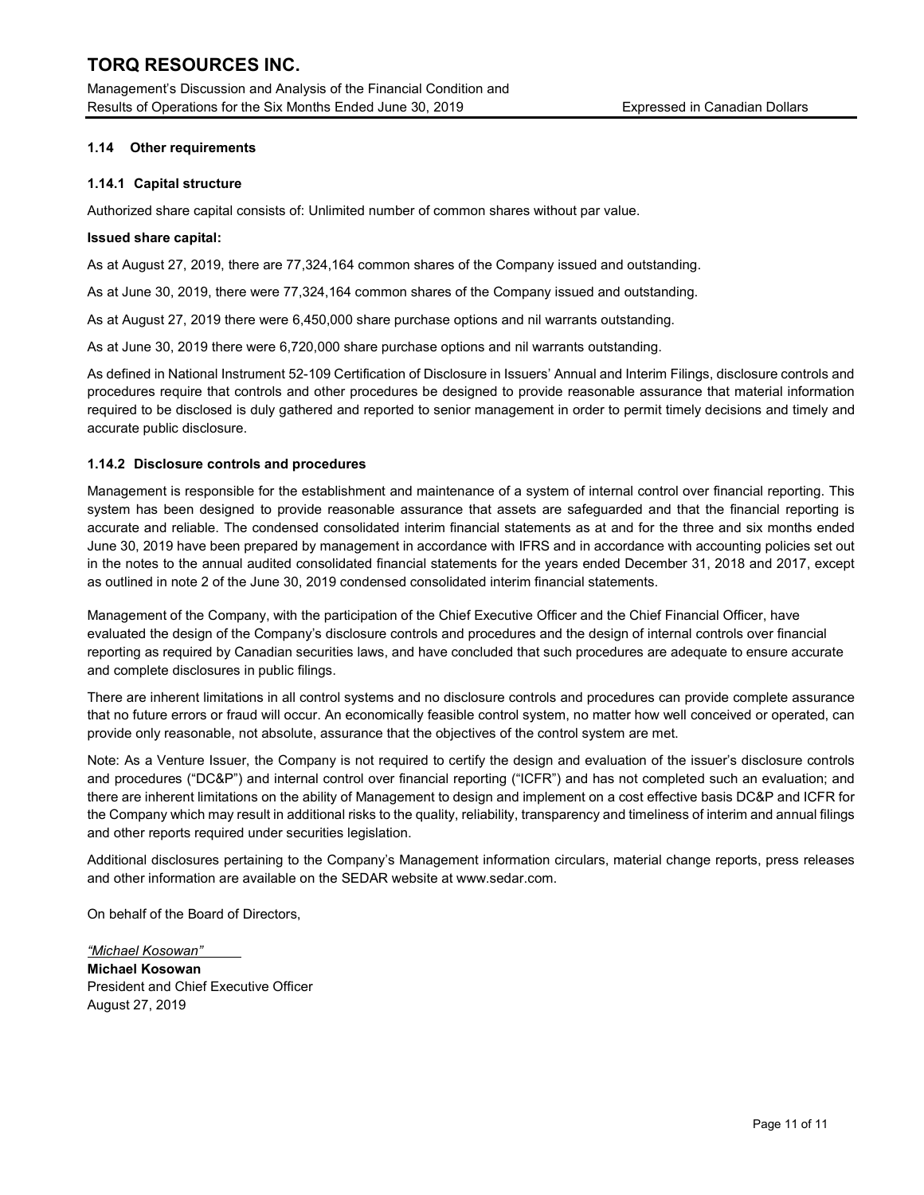## 1.14 Other requirements

### 1.14.1 Capital structure

Authorized share capital consists of: Unlimited number of common shares without par value.

**Issued share capital:**

As at August 27, 2019, there are 77,324,164 common shares of the Company issued and outstanding.

As at June 30, 2019, there were 77,324,164 common shares of the Company issued and outstanding.

As at August 27, 2019 there were 6,450,000 share purchase options and nil warrants outstanding.

As at June 30, 2019 there were 6,720,000 share purchase options and nil warrants outstanding.

As defined in National Instrument 52-109 Certification of Disclosure in Issuers' Annual and Interim Filings, disclosure controls and procedures require that controls and other procedures be designed to provide reasonable assurance that material information required to be disclosed is duly gathered and reported to senior management in order to permit timely decisions and timely and accurate public disclosure.

### 1.14.2 Disclosure controls and procedures

Management is responsible for the establishment and maintenance of a system of internal control over financial reporting. This system has been designed to provide reasonable assurance that assets are safeguarded and that the financial reporting is accurate and reliable. The condensed consolidated interim financial statements as at and for the three and six months ended June 30, 2019 have been prepared by management in accordance with IFRS and in accordance with accounting policies set out in the notes to the annual audited consolidated financial statements for the years ended December 31, 2018 and 2017, except as outlined in note 2 of the June 30, 2019 condensed consolidated interim financial statements.

Management of the Company, with the participation of the Chief Executive Officer and the Chief Financial Officer, have evaluated the design of the Company's disclosure controls and procedures and the design of internal controls over financial reporting as required by Canadian securities laws, and have concluded that such procedures are adequate to ensure accurate and complete disclosures in public filings.

There are inherent limitations in all control systems and no disclosure controls and procedures can provide complete assurance that no future errors or fraud will occur. An economically feasible control system, no matter how well conceived or operated, can provide only reasonable, not absolute, assurance that the objectives of the control system are met.

Note: As a Venture Issuer, the Company is not required to certify the design and evaluation of the issuer's disclosure controls and procedures ("DC&P") and internal control over financial reporting ("ICFR") and has not completed such an evaluation; and there are inherent limitations on the ability of Management to design and implement on a cost effective basis DC&P and ICFR for the Company which may result in additional risks to the quality, reliability, transparency and timeliness of interim and annual filings and other reports required under securities legislation.

Additional disclosures pertaining to the Company's Management information circulars, material change reports, press releases and other information are available on the SEDAR website at www.sedar.com.

On behalf of the Board of Directors,

*"Michael Kosowan"*

**Michael Kosowan**
President and Chief Executive Officer
August 27, 2019